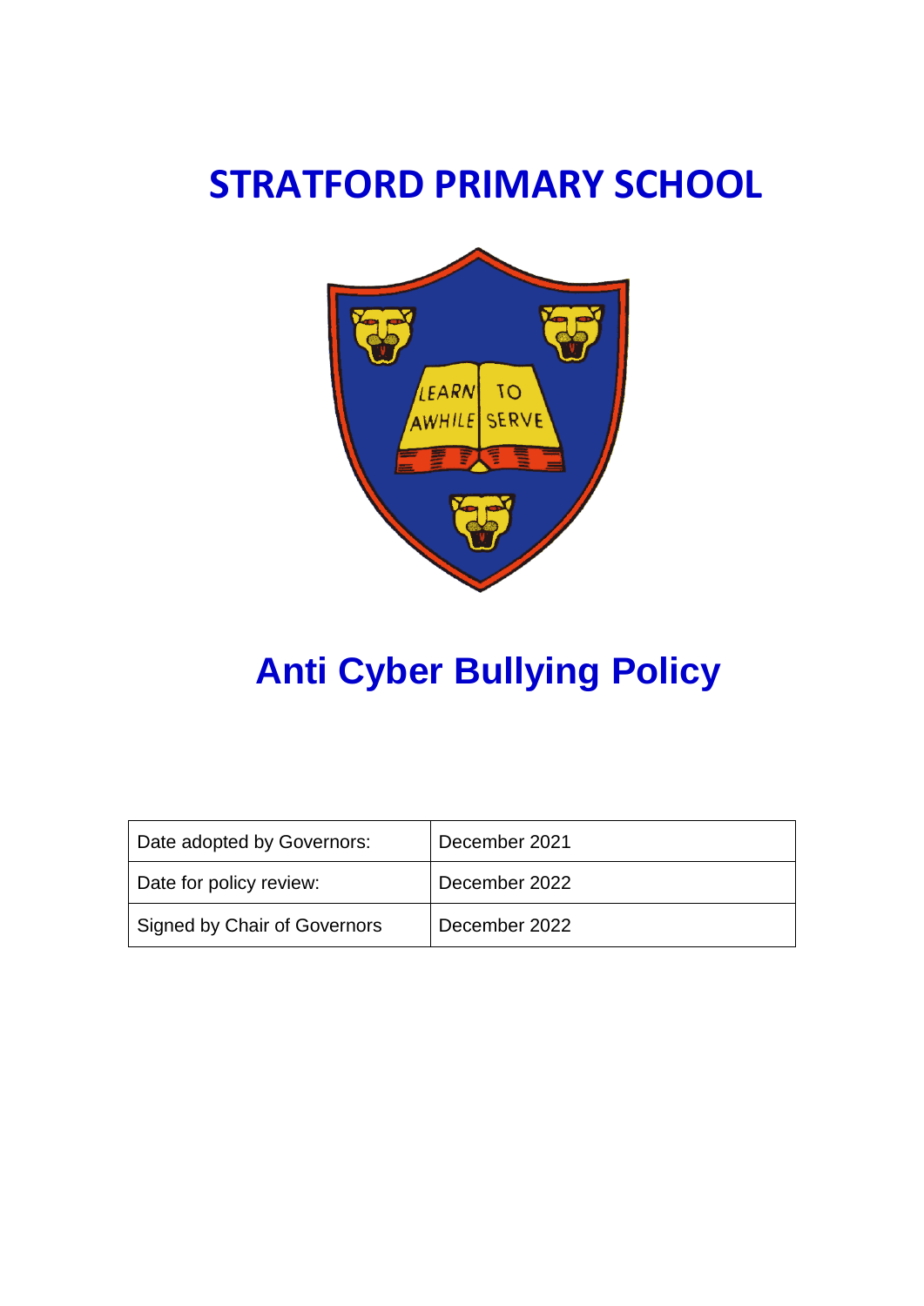# STRATFORD PRIMARY SCHOOL

# Anti Cyber Bullying Policy

| Date adopted by Governors: | December 2021 |
|---|---|
| Date for policy review: | December 2022 |
| Signed by Chair of Governors | December 2022 |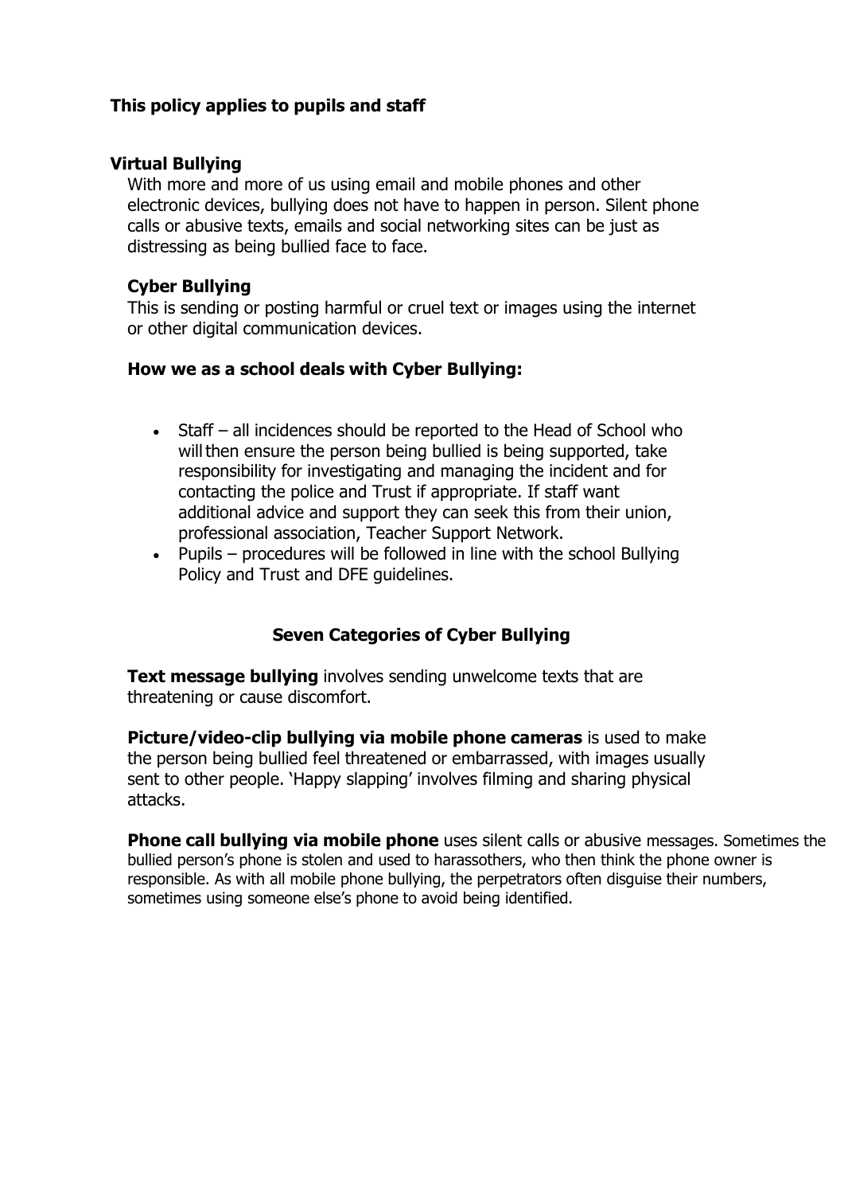**This policy applies to pupils and staff**

**Virtual Bullying**

With more and more of us using email and mobile phones and other electronic devices, bullying does not have to happen in person. Silent phone calls or abusive texts, emails and social networking sites can be just as distressing as being bullied face to face.

**Cyber Bullying**

This is sending or posting harmful or cruel text or images using the internet or other digital communication devices.

**How we as a school deals with Cyber Bullying:**

- Staff – all incidences should be reported to the Head of School who will then ensure the person being bullied is being supported, take responsibility for investigating and managing the incident and for contacting the police and Trust if appropriate. If staff want additional advice and support they can seek this from their union, professional association, Teacher Support Network.
- Pupils – procedures will be followed in line with the school Bullying Policy and Trust and DFE guidelines.

**Seven Categories of Cyber Bullying**

**Text message bullying** involves sending unwelcome texts that are threatening or cause discomfort.

**Picture/video-clip bullying via mobile phone cameras** is used to make the person being bullied feel threatened or embarrassed, with images usually sent to other people. 'Happy slapping' involves filming and sharing physical attacks.

**Phone call bullying via mobile phone** uses silent calls or abusive messages. Sometimes the bullied person's phone is stolen and used to harassothers, who then think the phone owner is responsible. As with all mobile phone bullying, the perpetrators often disguise their numbers, sometimes using someone else's phone to avoid being identified.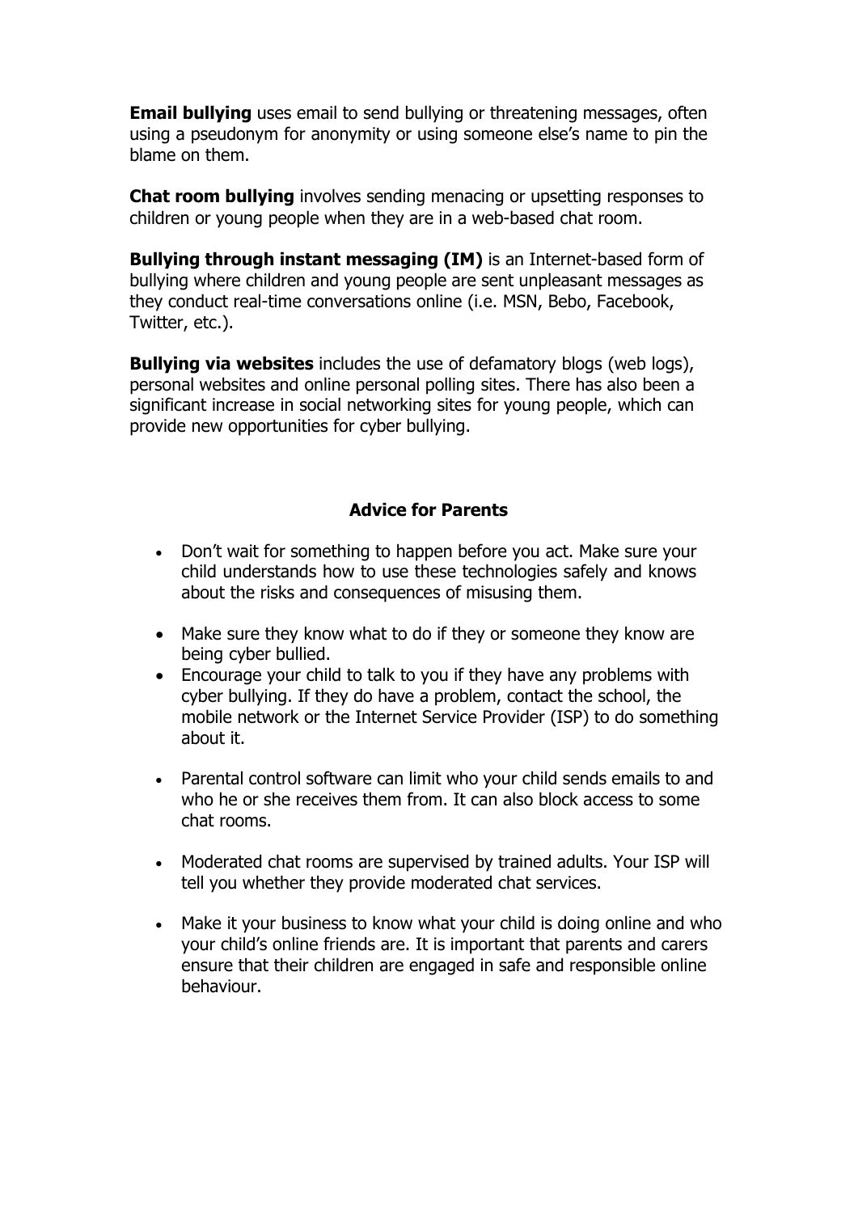**Email bullying** uses email to send bullying or threatening messages, often using a pseudonym for anonymity or using someone else's name to pin the blame on them.

**Chat room bullying** involves sending menacing or upsetting responses to children or young people when they are in a web-based chat room.

**Bullying through instant messaging (IM)** is an Internet-based form of bullying where children and young people are sent unpleasant messages as they conduct real-time conversations online (i.e. MSN, Bebo, Facebook, Twitter, etc.).

**Bullying via websites** includes the use of defamatory blogs (web logs), personal websites and online personal polling sites. There has also been a significant increase in social networking sites for young people, which can provide new opportunities for cyber bullying.

## Advice for Parents

- Don't wait for something to happen before you act. Make sure your child understands how to use these technologies safely and knows about the risks and consequences of misusing them.
- Make sure they know what to do if they or someone they know are being cyber bullied.
- Encourage your child to talk to you if they have any problems with cyber bullying. If they do have a problem, contact the school, the mobile network or the Internet Service Provider (ISP) to do something about it.
- Parental control software can limit who your child sends emails to and who he or she receives them from. It can also block access to some chat rooms.
- Moderated chat rooms are supervised by trained adults. Your ISP will tell you whether they provide moderated chat services.
- Make it your business to know what your child is doing online and who your child's online friends are. It is important that parents and carers ensure that their children are engaged in safe and responsible online behaviour.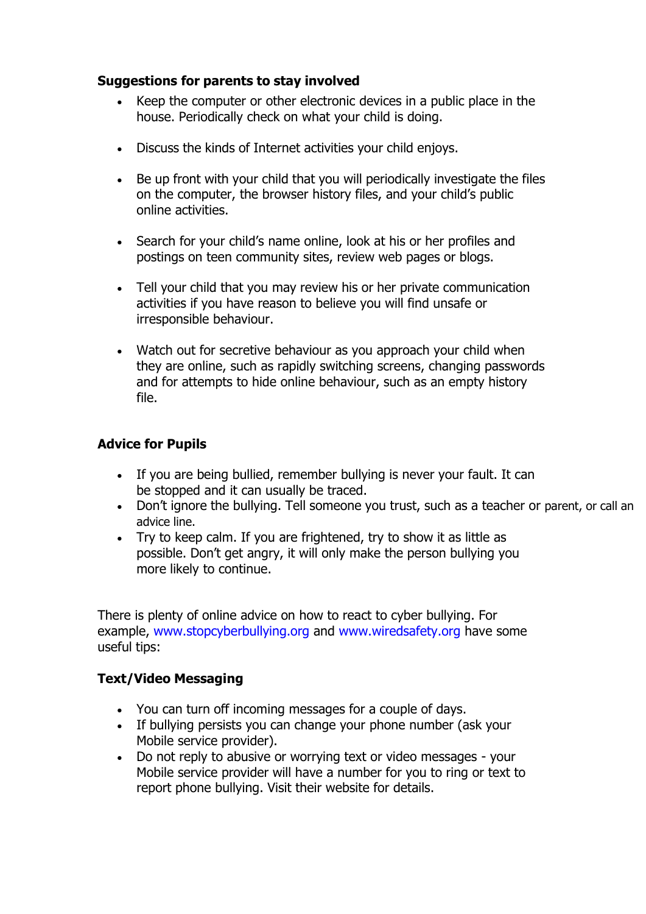**Suggestions for parents to stay involved**

- Keep the computer or other electronic devices in a public place in the house. Periodically check on what your child is doing.
- Discuss the kinds of Internet activities your child enjoys.
- Be up front with your child that you will periodically investigate the files on the computer, the browser history files, and your child's public online activities.
- Search for your child's name online, look at his or her profiles and postings on teen community sites, review web pages or blogs.
- Tell your child that you may review his or her private communication activities if you have reason to believe you will find unsafe or irresponsible behaviour.
- Watch out for secretive behaviour as you approach your child when they are online, such as rapidly switching screens, changing passwords and for attempts to hide online behaviour, such as an empty history file.

**Advice for Pupils**

- If you are being bullied, remember bullying is never your fault. It can be stopped and it can usually be traced.
- Don't ignore the bullying. Tell someone you trust, such as a teacher or parent, or call an advice line.
- Try to keep calm. If you are frightened, try to show it as little as possible. Don't get angry, it will only make the person bullying you more likely to continue.

There is plenty of online advice on how to react to cyber bullying. For example, www.stopcyberbullying.org and www.wiredsafety.org have some useful tips:

**Text/Video Messaging**

- You can turn off incoming messages for a couple of days.
- If bullying persists you can change your phone number (ask your Mobile service provider).
- Do not reply to abusive or worrying text or video messages - your Mobile service provider will have a number for you to ring or text to report phone bullying. Visit their website for details.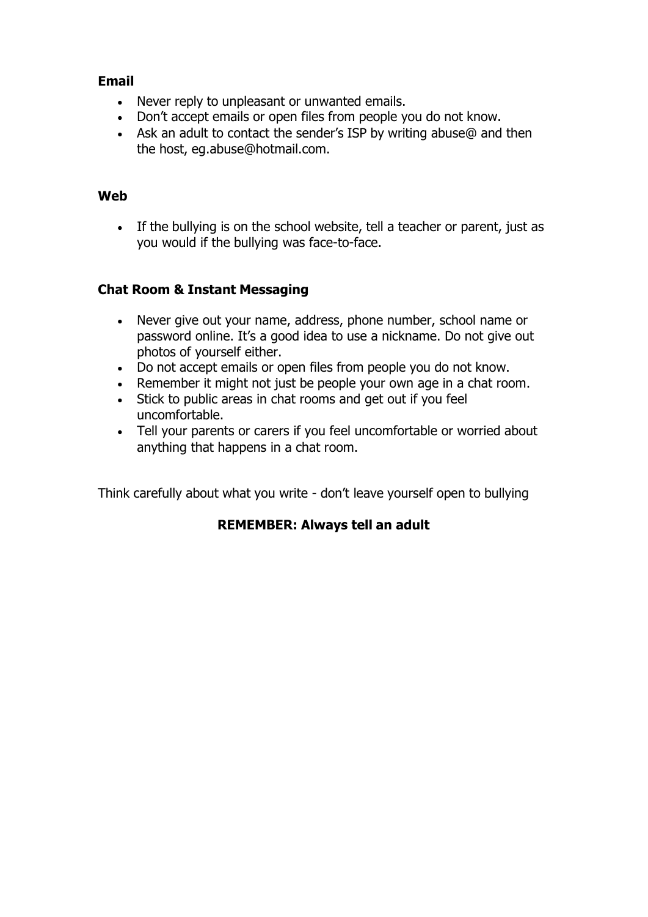**Email**

- Never reply to unpleasant or unwanted emails.
- Don’t accept emails or open files from people you do not know.
- Ask an adult to contact the sender’s ISP by writing abuse@ and then the host, eg.abuse@hotmail.com.

**Web**

- If the bullying is on the school website, tell a teacher or parent, just as you would if the bullying was face-to-face.

**Chat Room & Instant Messaging**

- Never give out your name, address, phone number, school name or password online. It’s a good idea to use a nickname. Do not give out photos of yourself either.
- Do not accept emails or open files from people you do not know.
- Remember it might not just be people your own age in a chat room.
- Stick to public areas in chat rooms and get out if you feel uncomfortable.
- Tell your parents or carers if you feel uncomfortable or worried about anything that happens in a chat room.

Think carefully about what you write - don’t leave yourself open to bullying

**REMEMBER: Always tell an adult**